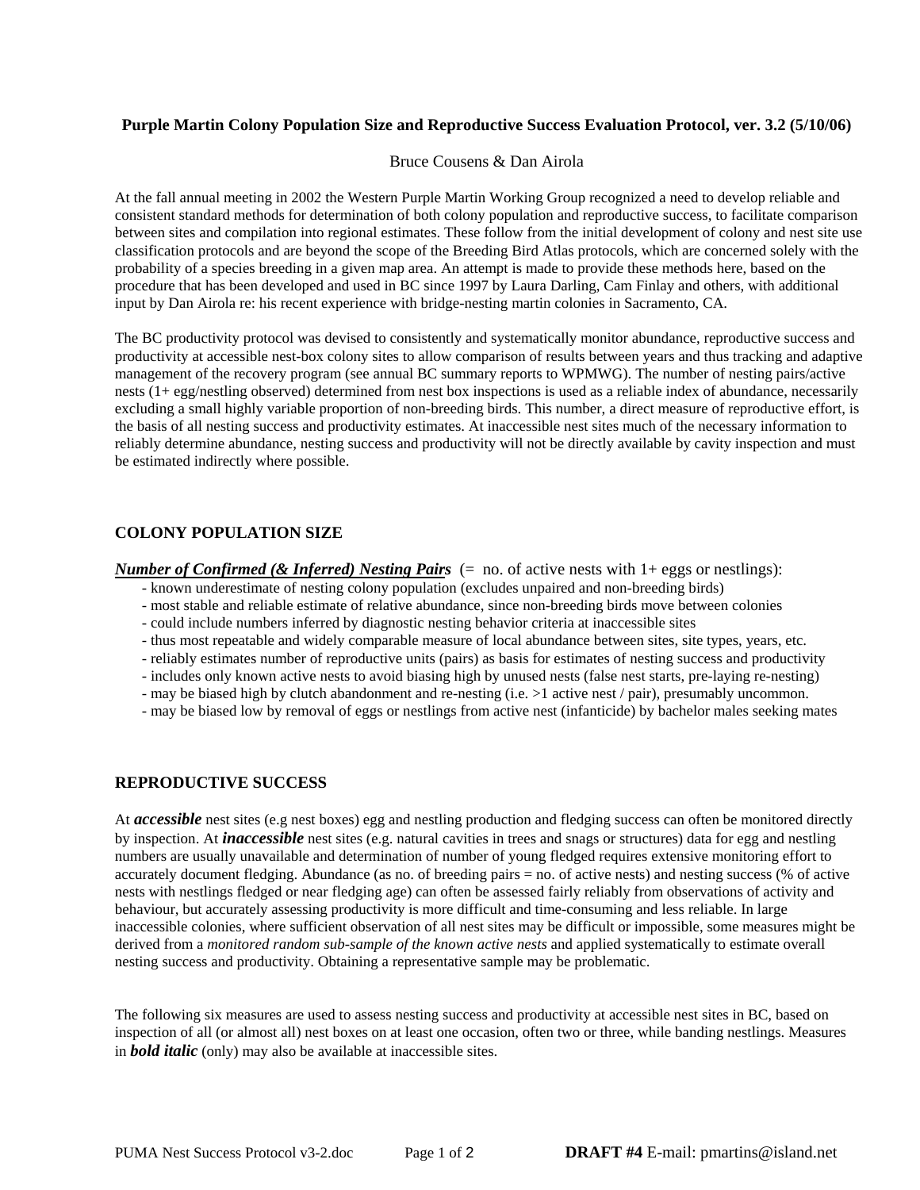# Purple Martin Colony Population Size and Reproductive Success Evaluation Protocol, ver. 3.2 (5/10/06)

Bruce Cousens & Dan Airola

At the fall annual meeting in 2002 the Western Purple Martin Working Group recognized a need to develop reliable and consistent standard methods for determination of both colony population and reproductive success, to facilitate comparison between sites and compilation into regional estimates. These follow from the initial development of colony and nest site use classification protocols and are beyond the scope of the Breeding Bird Atlas protocols, which are concerned solely with the probability of a species breeding in a given map area. An attempt is made to provide these methods here, based on the procedure that has been developed and used in BC since 1997 by Laura Darling, Cam Finlay and others, with additional input by Dan Airola re: his recent experience with bridge-nesting martin colonies in Sacramento, CA.

The BC productivity protocol was devised to consistently and systematically monitor abundance, reproductive success and productivity at accessible nest-box colony sites to allow comparison of results between years and thus tracking and adaptive management of the recovery program (see annual BC summary reports to WPMWG). The number of nesting pairs/active nests (1+ egg/nestling observed) determined from nest box inspections is used as a reliable index of abundance, necessarily excluding a small highly variable proportion of non-breeding birds. This number, a direct measure of reproductive effort, is the basis of all nesting success and productivity estimates. At inaccessible nest sites much of the necessary information to reliably determine abundance, nesting success and productivity will not be directly available by cavity inspection and must be estimated indirectly where possible.

## COLONY POPULATION SIZE

***Number of Confirmed (& Inferred) Nesting Pairs*** (= no. of active nests with 1+ eggs or nestlings):

- known underestimate of nesting colony population (excludes unpaired and non-breeding birds)
- most stable and reliable estimate of relative abundance, since non-breeding birds move between colonies
- could include numbers inferred by diagnostic nesting behavior criteria at inaccessible sites
- thus most repeatable and widely comparable measure of local abundance between sites, site types, years, etc.
- reliably estimates number of reproductive units (pairs) as basis for estimates of nesting success and productivity
- includes only known active nests to avoid biasing high by unused nests (false nest starts, pre-laying re-nesting)
- may be biased high by clutch abandonment and re-nesting (i.e. >1 active nest / pair), presumably uncommon.
- may be biased low by removal of eggs or nestlings from active nest (infanticide) by bachelor males seeking mates

## REPRODUCTIVE SUCCESS

At ***accessible*** nest sites (e.g nest boxes) egg and nestling production and fledging success can often be monitored directly by inspection. At ***inaccessible*** nest sites (e.g. natural cavities in trees and snags or structures) data for egg and nestling numbers are usually unavailable and determination of number of young fledged requires extensive monitoring effort to accurately document fledging. Abundance (as no. of breeding pairs = no. of active nests) and nesting success (% of active nests with nestlings fledged or near fledging age) can often be assessed fairly reliably from observations of activity and behaviour, but accurately assessing productivity is more difficult and time-consuming and less reliable. In large inaccessible colonies, where sufficient observation of all nest sites may be difficult or impossible, some measures might be derived from a *monitored random sub-sample of the known active nests* and applied systematically to estimate overall nesting success and productivity. Obtaining a representative sample may be problematic.

The following six measures are used to assess nesting success and productivity at accessible nest sites in BC, based on inspection of all (or almost all) nest boxes on at least one occasion, often two or three, while banding nestlings. Measures in ***bold italic*** (only) may also be available at inaccessible sites.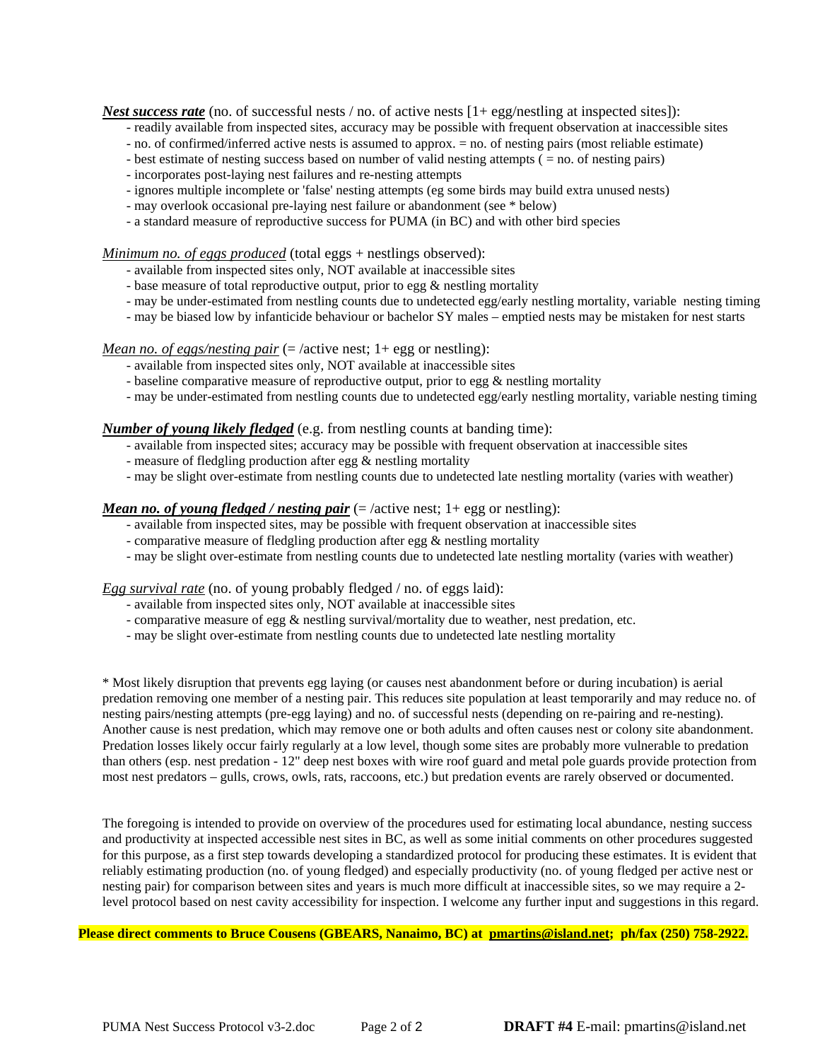***Nest success rate*** (no. of successful nests / no. of active nests [1+ egg/nestling at inspected sites]):

- readily available from inspected sites, accuracy may be possible with frequent observation at inaccessible sites
- no. of confirmed/inferred active nests is assumed to approx. = no. of nesting pairs (most reliable estimate)
- best estimate of nesting success based on number of valid nesting attempts ( = no. of nesting pairs)
- incorporates post-laying nest failures and re-nesting attempts
- ignores multiple incomplete or 'false' nesting attempts (eg some birds may build extra unused nests)
- may overlook occasional pre-laying nest failure or abandonment (see * below)
- a standard measure of reproductive success for PUMA (in BC) and with other bird species

*Minimum no. of eggs produced* (total eggs + nestlings observed):

- available from inspected sites only, NOT available at inaccessible sites
- base measure of total reproductive output, prior to egg & nestling mortality
- may be under-estimated from nestling counts due to undetected egg/early nestling mortality, variable nesting timing
- may be biased low by infanticide behaviour or bachelor SY males – emptied nests may be mistaken for nest starts

*Mean no. of eggs/nesting pair* (= /active nest; 1+ egg or nestling):

- available from inspected sites only, NOT available at inaccessible sites
- baseline comparative measure of reproductive output, prior to egg & nestling mortality
- may be under-estimated from nestling counts due to undetected egg/early nestling mortality, variable nesting timing

***Number of young likely fledged*** (e.g. from nestling counts at banding time):

- available from inspected sites; accuracy may be possible with frequent observation at inaccessible sites
- measure of fledgling production after egg & nestling mortality
- may be slight over-estimate from nestling counts due to undetected late nestling mortality (varies with weather)

***Mean no. of young fledged / nesting pair*** (= /active nest; 1+ egg or nestling):

- available from inspected sites, may be possible with frequent observation at inaccessible sites
- comparative measure of fledgling production after egg & nestling mortality
- may be slight over-estimate from nestling counts due to undetected late nestling mortality (varies with weather)

*Egg survival rate* (no. of young probably fledged / no. of eggs laid):

- available from inspected sites only, NOT available at inaccessible sites
- comparative measure of egg & nestling survival/mortality due to weather, nest predation, etc.
- may be slight over-estimate from nestling counts due to undetected late nestling mortality

\* Most likely disruption that prevents egg laying (or causes nest abandonment before or during incubation) is aerial predation removing one member of a nesting pair. This reduces site population at least temporarily and may reduce no. of nesting pairs/nesting attempts (pre-egg laying) and no. of successful nests (depending on re-pairing and re-nesting). Another cause is nest predation, which may remove one or both adults and often causes nest or colony site abandonment. Predation losses likely occur fairly regularly at a low level, though some sites are probably more vulnerable to predation than others (esp. nest predation - 12" deep nest boxes with wire roof guard and metal pole guards provide protection from most nest predators – gulls, crows, owls, rats, raccoons, etc.) but predation events are rarely observed or documented.

The foregoing is intended to provide on overview of the procedures used for estimating local abundance, nesting success and productivity at inspected accessible nest sites in BC, as well as some initial comments on other procedures suggested for this purpose, as a first step towards developing a standardized protocol for producing these estimates. It is evident that reliably estimating production (no. of young fledged) and especially productivity (no. of young fledged per active nest or nesting pair) for comparison between sites and years is much more difficult at inaccessible sites, so we may require a 2-level protocol based on nest cavity accessibility for inspection. I welcome any further input and suggestions in this regard.

**Please direct comments to Bruce Cousens (GBEARS, Nanaimo, BC) at pmartins@island.net; ph/fax (250) 758-2922.**